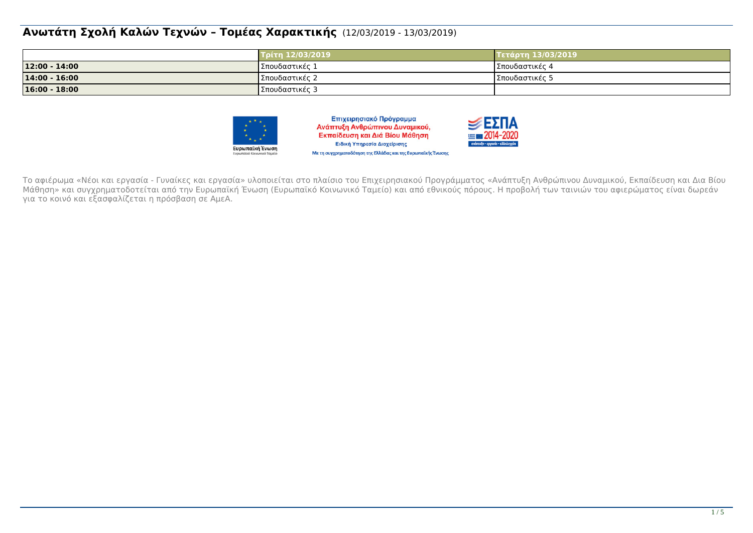# Ανωτάτη Σχολή Καλών Τεχνών – Τομέας Χαρακτικής (12/03/2019 - 13/03/2019)

| | Τρίτη 12/03/2019 | Τετάρτη 13/03/2019 |
|---|---|---|
| **12:00 - 14:00** | Σπουδαστικές 1 | Σπουδαστικές 4 |
| **14:00 - 16:00** | Σπουδαστικές 2 | Σπουδαστικές 5 |
| **16:00 - 18:00** | Σπουδαστικές 3 | |

Ευρωπαϊκή Ένωση
Ευρωπαϊκό Κοινωνικό Ταμείο

Επιχειρησιακό Πρόγραμμα
Ανάπτυξη Ανθρώπινου Δυναμικού,
Εκπαίδευση και Διά Βίου Μάθηση
Ειδική Υπηρεσία Διαχείρισης
Με τη συγχρηματοδότηση της Ελλάδας και της Ευρωπαϊκής Ένωσης

ΕΣΠΑ 2014-2020
ανάπτυξη - εργασία - αλληλεγγύη

Το αφιέρωμα «Νέοι και εργασία - Γυναίκες και εργασία» υλοποιείται στο πλαίσιο του Επιχειρησιακού Προγράμματος «Ανάπτυξη Ανθρώπινου Δυναμικού, Εκπαίδευση και Δια Βίου Μάθηση» και συγχρηματοδοτείται από την Ευρωπαϊκή Ένωση (Ευρωπαϊκό Κοινωνικό Ταμείο) και από εθνικούς πόρους. Η προβολή των ταινιών του αφιερώματος είναι δωρεάν για το κοινό και εξασφαλίζεται η πρόσβαση σε ΑμεΑ.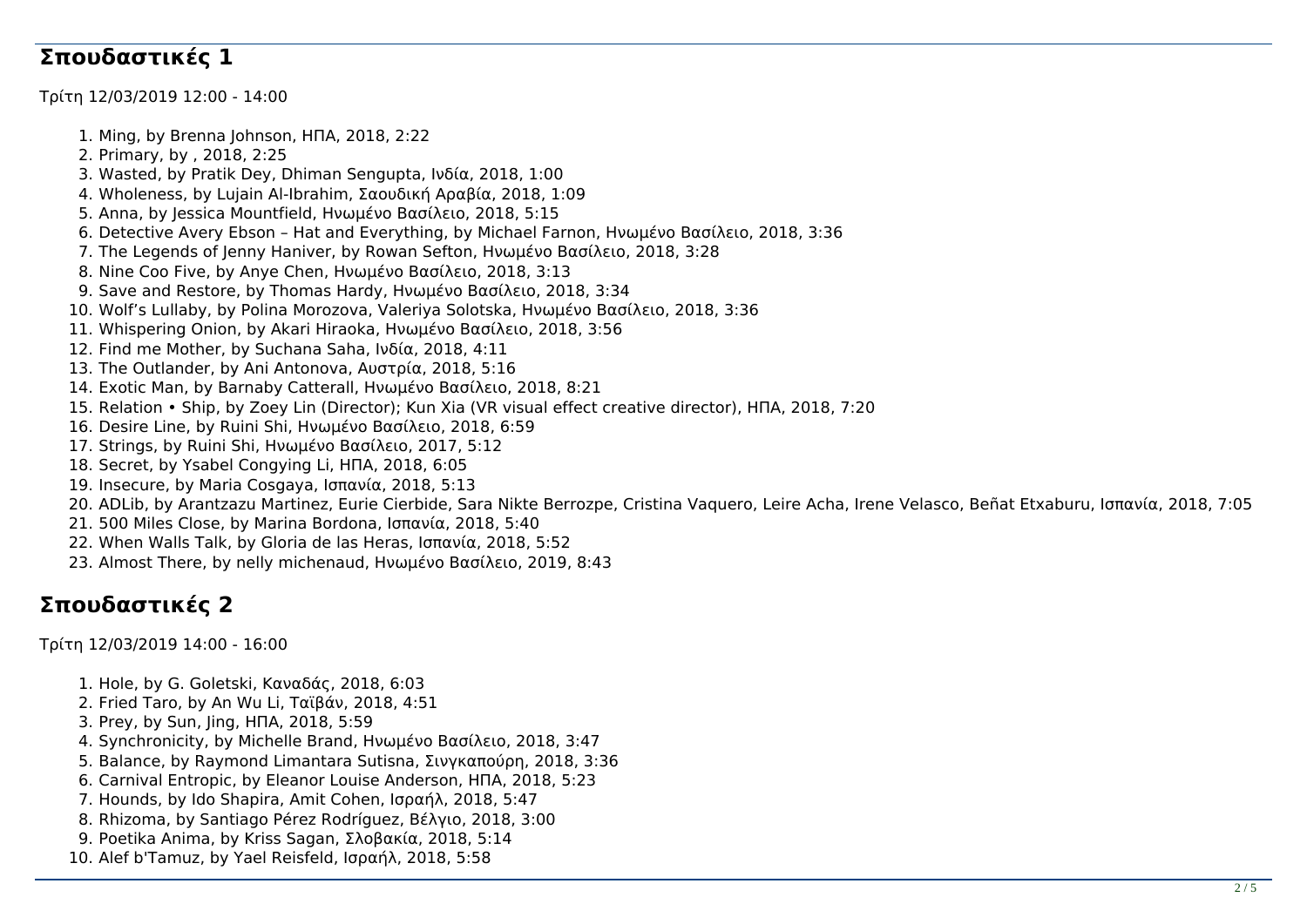## Σπουδαστικές 1

Τρίτη 12/03/2019 12:00 - 14:00

1. Ming, by Brenna Johnson, ΗΠΑ, 2018, 2:22
2. Primary, by , 2018, 2:25
3. Wasted, by Pratik Dey, Dhiman Sengupta, Ινδία, 2018, 1:00
4. Wholeness, by Lujain Al-Ibrahim, Σαουδική Αραβία, 2018, 1:09
5. Anna, by Jessica Mountfield, Ηνωμένο Βασίλειο, 2018, 5:15
6. Detective Avery Ebson – Hat and Everything, by Michael Farnon, Ηνωμένο Βασίλειο, 2018, 3:36
7. The Legends of Jenny Haniver, by Rowan Sefton, Ηνωμένο Βασίλειο, 2018, 3:28
8. Nine Coo Five, by Anye Chen, Ηνωμένο Βασίλειο, 2018, 3:13
9. Save and Restore, by Thomas Hardy, Ηνωμένο Βασίλειο, 2018, 3:34
10. Wolf's Lullaby, by Polina Morozova, Valeriya Solotska, Ηνωμένο Βασίλειο, 2018, 3:36
11. Whispering Onion, by Akari Hiraoka, Ηνωμένο Βασίλειο, 2018, 3:56
12. Find me Mother, by Suchana Saha, Ινδία, 2018, 4:11
13. The Outlander, by Ani Antonova, Αυστρία, 2018, 5:16
14. Exotic Man, by Barnaby Catterall, Ηνωμένο Βασίλειο, 2018, 8:21
15. Relation • Ship, by Zoey Lin (Director); Kun Xia (VR visual effect creative director), ΗΠΑ, 2018, 7:20
16. Desire Line, by Ruini Shi, Ηνωμένο Βασίλειο, 2018, 6:59
17. Strings, by Ruini Shi, Ηνωμένο Βασίλειο, 2017, 5:12
18. Secret, by Ysabel Congying Li, ΗΠΑ, 2018, 6:05
19. Insecure, by Maria Cosgaya, Ισπανία, 2018, 5:13
20. ADLib, by Arantzazu Martinez, Eurie Cierbide, Sara Nikte Berrozpe, Cristina Vaquero, Leire Acha, Irene Velasco, Beñat Etxaburu, Ισπανία, 2018, 7:05
21. 500 Miles Close, by Marina Bordona, Ισπανία, 2018, 5:40
22. When Walls Talk, by Gloria de las Heras, Ισπανία, 2018, 5:52
23. Almost There, by nelly michenaud, Ηνωμένο Βασίλειο, 2019, 8:43

## Σπουδαστικές 2

Τρίτη 12/03/2019 14:00 - 16:00

1. Hole, by G. Goletski, Καναδάς, 2018, 6:03
2. Fried Taro, by An Wu Li, Ταϊβάν, 2018, 4:51
3. Prey, by Sun, Jing, ΗΠΑ, 2018, 5:59
4. Synchronicity, by Michelle Brand, Ηνωμένο Βασίλειο, 2018, 3:47
5. Balance, by Raymond Limantara Sutisna, Σινγκαπούρη, 2018, 3:36
6. Carnival Entropic, by Eleanor Louise Anderson, ΗΠΑ, 2018, 5:23
7. Hounds, by Ido Shapira, Amit Cohen, Ισραήλ, 2018, 5:47
8. Rhizoma, by Santiago Pérez Rodríguez, Βέλγιο, 2018, 3:00
9. Poetika Anima, by Kriss Sagan, Σλοβακία, 2018, 5:14
10. Alef b'Tamuz, by Yael Reisfeld, Ισραήλ, 2018, 5:58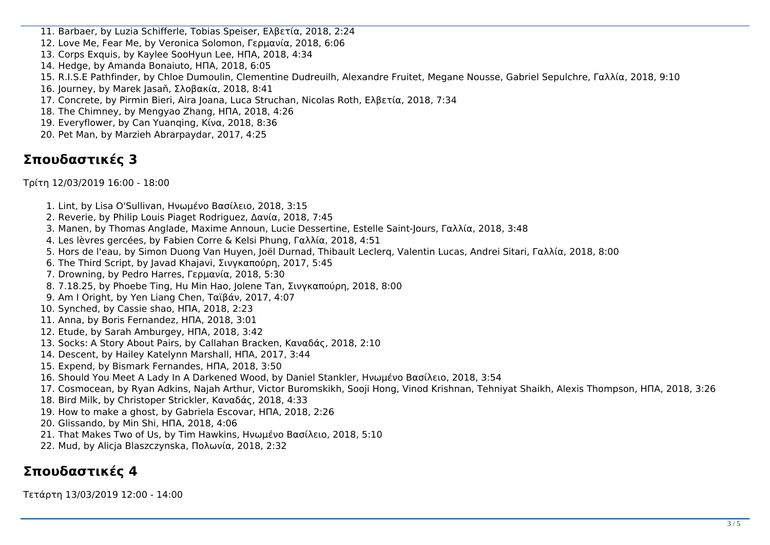11. Barbaer, by Luzia Schifferle, Tobias Speiser, Ελβετία, 2018, 2:24
12. Love Me, Fear Me, by Veronica Solomon, Γερμανία, 2018, 6:06
13. Corps Exquis, by Kaylee SooHyun Lee, ΗΠΑ, 2018, 4:34
14. Hedge, by Amanda Bonaiuto, ΗΠΑ, 2018, 6:05
15. R.I.S.E Pathfinder, by Chloe Dumoulin, Clementine Dudreuilh, Alexandre Fruitet, Megane Nousse, Gabriel Sepulchre, Γαλλία, 2018, 9:10
16. Journey, by Marek Jasaň, Σλοβακία, 2018, 8:41
17. Concrete, by Pirmin Bieri, Aira Joana, Luca Struchan, Nicolas Roth, Ελβετία, 2018, 7:34
18. The Chimney, by Mengyao Zhang, ΗΠΑ, 2018, 4:26
19. Everyflower, by Can Yuanqing, Κίνα, 2018, 8:36
20. Pet Man, by Marzieh Abrarpaydar, 2017, 4:25

## Σπουδαστικές 3

Τρίτη 12/03/2019 16:00 - 18:00

1. Lint, by Lisa O'Sullivan, Ηνωμένο Βασίλειο, 2018, 3:15
2. Reverie, by Philip Louis Piaget Rodriguez, Δανία, 2018, 7:45
3. Manen, by Thomas Anglade, Maxime Announ, Lucie Dessertine, Estelle Saint-Jours, Γαλλία, 2018, 3:48
4. Les lèvres gercées, by Fabien Corre & Kelsi Phung, Γαλλία, 2018, 4:51
5. Hors de l'eau, by Simon Duong Van Huyen, Joël Durnad, Thibault Leclerq, Valentin Lucas, Andrei Sitari, Γαλλία, 2018, 8:00
6. The Third Script, by Javad Khajavi, Σιγκαπούρη, 2017, 5:45
7. Drowning, by Pedro Harres, Γερμανία, 2018, 5:30
8. 7.18.25, by Phoebe Ting, Hu Min Hao, Jolene Tan, Σιγκαπούρη, 2018, 8:00
9. Am I Oright, by Yen Liang Chen, Ταϊβάν, 2017, 4:07
10. Synched, by Cassie shao, ΗΠΑ, 2018, 2:23
11. Anna, by Boris Fernandez, ΗΠΑ, 2018, 3:01
12. Etude, by Sarah Amburgey, ΗΠΑ, 2018, 3:42
13. Socks: A Story About Pairs, by Callahan Bracken, Καναδάς, 2018, 2:10
14. Descent, by Hailey Katelynn Marshall, ΗΠΑ, 2017, 3:44
15. Expend, by Bismark Fernandes, ΗΠΑ, 2018, 3:50
16. Should You Meet A Lady In A Darkened Wood, by Daniel Stankler, Ηνωμένο Βασίλειο, 2018, 3:54
17. Cosmocean, by Ryan Adkins, Najah Arthur, Victor Buromskikh, Sooji Hong, Vinod Krishnan, Tehniyat Shaikh, Alexis Thompson, ΗΠΑ, 2018, 3:26
18. Bird Milk, by Christoper Strickler, Καναδάς, 2018, 4:33
19. How to make a ghost, by Gabriela Escovar, ΗΠΑ, 2018, 2:26
20. Glissando, by Min Shi, ΗΠΑ, 2018, 4:06
21. That Makes Two of Us, by Tim Hawkins, Ηνωμένο Βασίλειο, 2018, 5:10
22. Mud, by Alicja Blaszczynska, Πολωνία, 2018, 2:32

## Σπουδαστικές 4

Τετάρτη 13/03/2019 12:00 - 14:00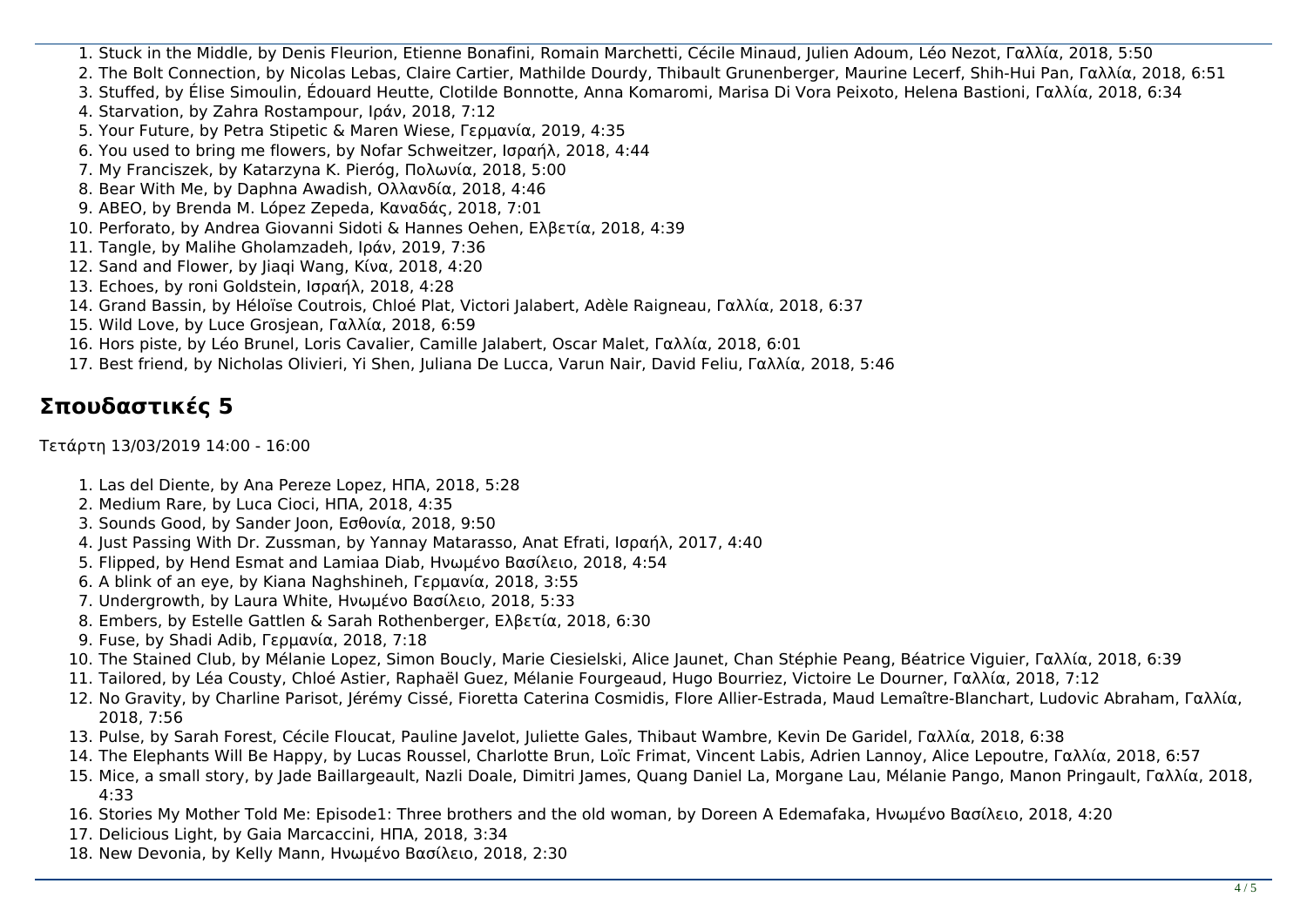1. Stuck in the Middle, by Denis Fleurion, Etienne Bonafini, Romain Marchetti, Cécile Minaud, Julien Adoum, Léo Nezot, Γαλλία, 2018, 5:50
2. The Bolt Connection, by Nicolas Lebas, Claire Cartier, Mathilde Dourdy, Thibault Grunenberger, Maurine Lecerf, Shih-Hui Pan, Γαλλία, 2018, 6:51
3. Stuffed, by Élise Simoulin, Édouard Heutte, Clotilde Bonnotte, Anna Komaromi, Marisa Di Vora Peixoto, Helena Bastioni, Γαλλία, 2018, 6:34
4. Starvation, by Zahra Rostampour, Ιράν, 2018, 7:12
5. Your Future, by Petra Stipetic & Maren Wiese, Γερμανία, 2019, 4:35
6. You used to bring me flowers, by Nofar Schweitzer, Ισραήλ, 2018, 4:44
7. My Franciszek, by Katarzyna K. Pieróg, Πολωνία, 2018, 5:00
8. Bear With Me, by Daphna Awadish, Ολλανδία, 2018, 4:46
9. ABEO, by Brenda M. López Zepeda, Καναδάς, 2018, 7:01
10. Perforato, by Andrea Giovanni Sidoti & Hannes Oehen, Ελβετία, 2018, 4:39
11. Tangle, by Malihe Gholamzadeh, Ιράν, 2019, 7:36
12. Sand and Flower, by Jiaqi Wang, Κίνα, 2018, 4:20
13. Echoes, by roni Goldstein, Ισραήλ, 2018, 4:28
14. Grand Bassin, by Héloïse Coutrois, Chloé Plat, Victori Jalabert, Adèle Raigneau, Γαλλία, 2018, 6:37
15. Wild Love, by Luce Grosjean, Γαλλία, 2018, 6:59
16. Hors piste, by Léo Brunel, Loris Cavalier, Camille Jalabert, Oscar Malet, Γαλλία, 2018, 6:01
17. Best friend, by Nicholas Olivieri, Yi Shen, Juliana De Lucca, Varun Nair, David Feliu, Γαλλία, 2018, 5:46

## Σπουδαστικές 5

Τετάρτη 13/03/2019 14:00 - 16:00

1. Las del Diente, by Ana Pereze Lopez, ΗΠΑ, 2018, 5:28
2. Medium Rare, by Luca Cioci, ΗΠΑ, 2018, 4:35
3. Sounds Good, by Sander Joon, Εσθονία, 2018, 9:50
4. Just Passing With Dr. Zussman, by Yannay Matarasso, Anat Efrati, Ισραήλ, 2017, 4:40
5. Flipped, by Hend Esmat and Lamiaa Diab, Ηνωμένο Βασίλειο, 2018, 4:54
6. A blink of an eye, by Kiana Naghshineh, Γερμανία, 2018, 3:55
7. Undergrowth, by Laura White, Ηνωμένο Βασίλειο, 2018, 5:33
8. Embers, by Estelle Gattlen & Sarah Rothenberger, Ελβετία, 2018, 6:30
9. Fuse, by Shadi Adib, Γερμανία, 2018, 7:18
10. The Stained Club, by Mélanie Lopez, Simon Boucly, Marie Ciesielski, Alice Jaunet, Chan Stéphie Peang, Béatrice Viguier, Γαλλία, 2018, 6:39
11. Tailored, by Léa Cousty, Chloé Astier, Raphaël Guez, Mélanie Fourgeaud, Hugo Bourriez, Victoire Le Dourner, Γαλλία, 2018, 7:12
12. No Gravity, by Charline Parisot, Jérémy Cissé, Fioretta Caterina Cosmidis, Flore Allier-Estrada, Maud Lemaître-Blanchart, Ludovic Abraham, Γαλλία, 2018, 7:56
13. Pulse, by Sarah Forest, Cécile Floucat, Pauline Javelot, Juliette Gales, Thibaut Wambre, Kevin De Garidel, Γαλλία, 2018, 6:38
14. The Elephants Will Be Happy, by Lucas Roussel, Charlotte Brun, Loïc Frimat, Vincent Labis, Adrien Lannoy, Alice Lepoutre, Γαλλία, 2018, 6:57
15. Mice, a small story, by Jade Baillargeault, Nazli Doale, Dimitri James, Quang Daniel La, Morgane Lau, Mélanie Pango, Manon Pringault, Γαλλία, 2018, 4:33
16. Stories My Mother Told Me: Episode1: Three brothers and the old woman, by Doreen A Edemafaka, Ηνωμένο Βασίλειο, 2018, 4:20
17. Delicious Light, by Gaia Marcaccini, ΗΠΑ, 2018, 3:34
18. New Devonia, by Kelly Mann, Ηνωμένο Βασίλειο, 2018, 2:30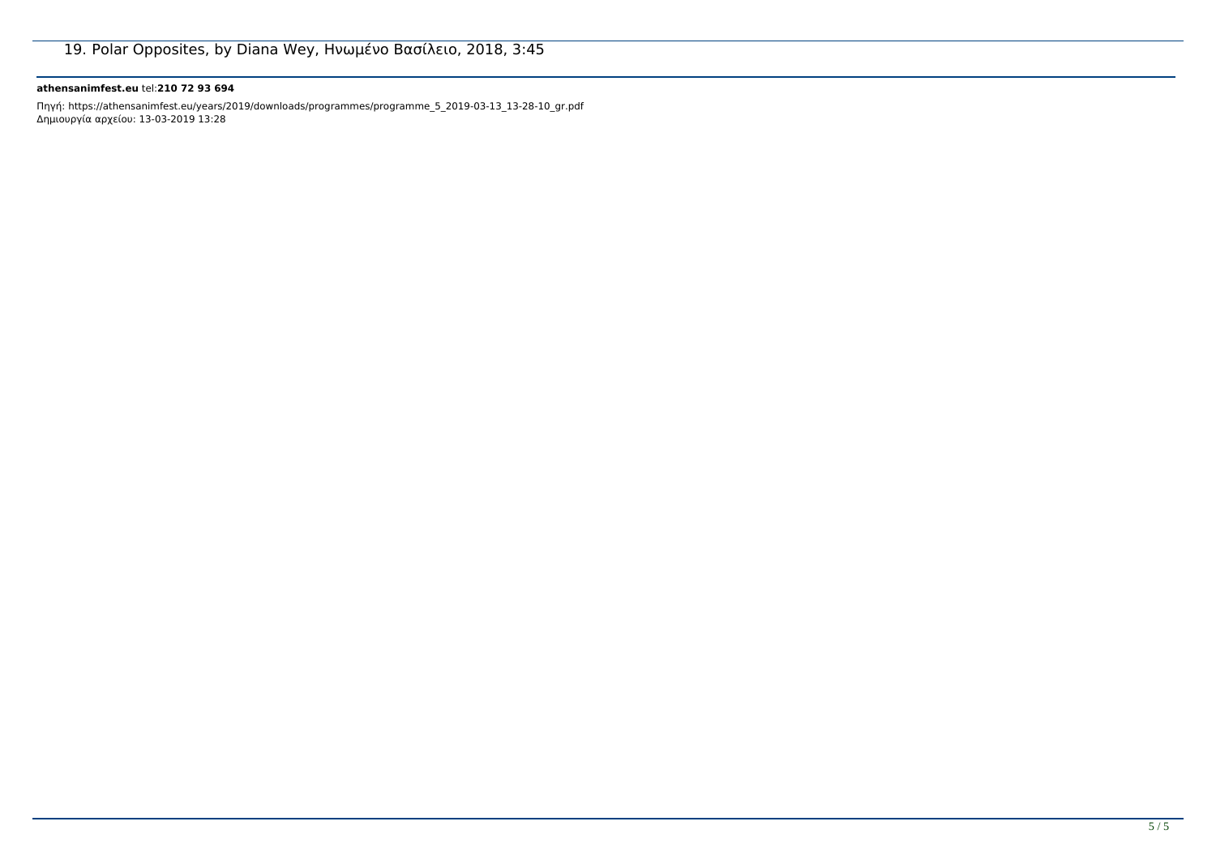19. Polar Opposites, by Diana Wey, Ηνωμένο Βασίλειο, 2018, 3:45

**athensanimfest.eu** tel:**210 72 93 694**

Πηγή: https://athensanimfest.eu/years/2019/downloads/programmes/programme_5_2019-03-13_13-28-10_gr.pdf
Δημιουργία αρχείου: 13-03-2019 13:28